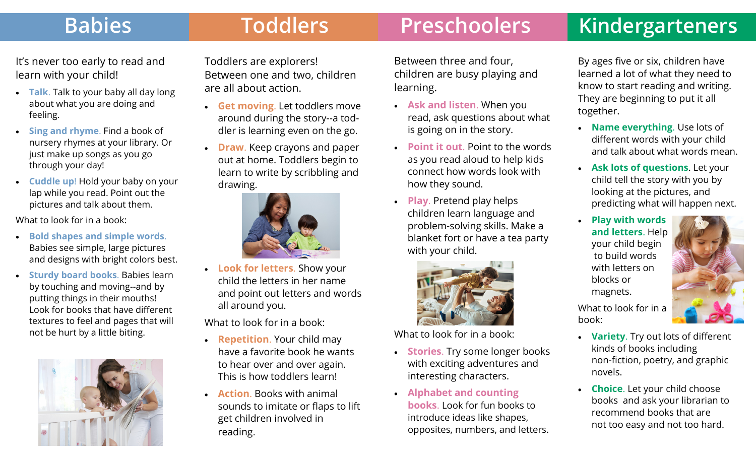## Babies

It's never too early to read and learn with your child!

- **Talk.** Talk to your baby all day long about what you are doing and feeling.
- **Sing and rhyme.** Find a book of nursery rhymes at your library. Or just make up songs as you go through your day!
- **Cuddle up!** Hold your baby on your lap while you read. Point out the pictures and talk about them.

What to look for in a book:

- **Bold shapes and simple words.** Babies see simple, large pictures and designs with bright colors best.
- **Sturdy board books.** Babies learn by touching and moving--and by putting things in their mouths! Look for books that have different textures to feel and pages that will not be hurt by a little biting.

## Toddlers

Toddlers are explorers! Between one and two, children are all about action.

- **Get moving.** Let toddlers move around during the story--a toddler is learning even on the go.
- **Draw.** Keep crayons and paper out at home. Toddlers begin to learn to write by scribbling and drawing.
- **Look for letters.** Show your child the letters in her name and point out letters and words all around you.

What to look for in a book:

- **Repetition.** Your child may have a favorite book he wants to hear over and over again. This is how toddlers learn!
- **Action.** Books with animal sounds to imitate or flaps to lift get children involved in reading.

## Preschoolers

Between three and four, children are busy playing and learning.

- **Ask and listen.** When you read, ask questions about what is going on in the story.
- **Point it out.** Point to the words as you read aloud to help kids connect how words look with how they sound.
- **Play.** Pretend play helps children learn language and problem-solving skills. Make a blanket fort or have a tea party with your child.

What to look for in a book:

- **Stories.** Try some longer books with exciting adventures and interesting characters.
- **Alphabet and counting books.** Look for fun books to introduce ideas like shapes, opposites, numbers, and letters.

## Kindergarteners

By ages five or six, children have learned a lot of what they need to know to start reading and writing. They are beginning to put it all together.

- **Name everything.** Use lots of different words with your child and talk about what words mean.
- **Ask lots of questions.** Let your child tell the story with you by looking at the pictures, and predicting what will happen next.
- **Play with words and letters.** Help your child begin to build words with letters on blocks or magnets.

What to look for in a book:

- **Variety.** Try out lots of different kinds of books including non-fiction, poetry, and graphic novels.
- **Choice.** Let your child choose books and ask your librarian to recommend books that are not too easy and not too hard.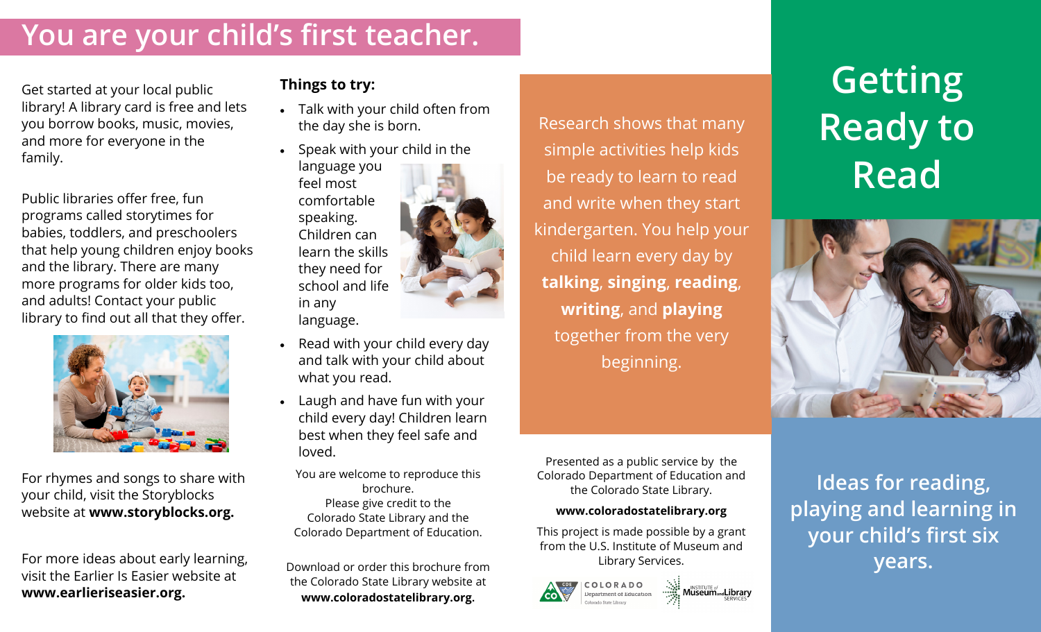# You are your child's first teacher.

Get started at your local public library! A library card is free and lets you borrow books, music, movies, and more for everyone in the family.

Public libraries offer free, fun programs called storytimes for babies, toddlers, and preschoolers that help young children enjoy books and the library. There are many more programs for older kids too, and adults! Contact your public library to find out all that they offer.

For rhymes and songs to share with your child, visit the Storyblocks website at **www.storyblocks.org.**

For more ideas about early learning, visit the Earlier Is Easier website at **www.earlieriseasier.org.**

**Things to try:**

- Talk with your child often from the day she is born.
- Speak with your child in the language you feel most comfortable speaking. Children can learn the skills they need for school and life in any language.
- Read with your child every day and talk with your child about what you read.
- Laugh and have fun with your child every day! Children learn best when they feel safe and loved.

You are welcome to reproduce this brochure.
Please give credit to the Colorado State Library and the Colorado Department of Education.

Download or order this brochure from the Colorado State Library website at **www.coloradostatelibrary.org.**

Research shows that many simple activities help kids be ready to learn to read and write when they start kindergarten. You help your child learn every day by **talking**, **singing**, **reading**, **writing**, and **playing** together from the very beginning.

Presented as a public service by the Colorado Department of Education and the Colorado State Library.

**www.coloradostatelibrary.org**

This project is made possible by a grant from the U.S. Institute of Museum and Library Services.

# Getting Ready to Read

## Ideas for reading, playing and learning in your child's first six years.